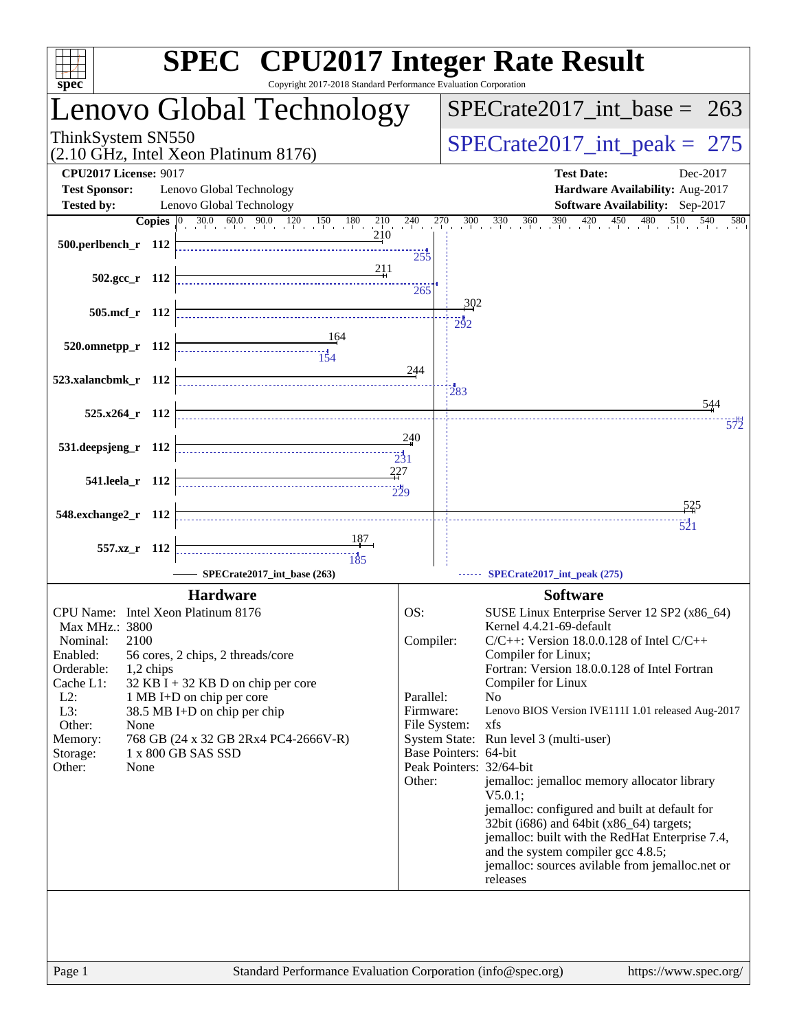# SPEC CPU2017 Integer Rate Result

Copyright 2017-2018 Standard Performance Evaluation Corporation

## Lenovo Global Technology

ThinkSystem SN550
(2.10 GHz, Intel Xeon Platinum 8176)

SPECrate2017_int_base = 263

SPECrate2017_int_peak = 275

**CPU2017 License:** 9017
**Test Sponsor:** Lenovo Global Technology
**Tested by:** Lenovo Global Technology

**Test Date:** Dec-2017
**Hardware Availability:** Aug-2017
**Software Availability:** Sep-2017

| Benchmark | Copies | Base | Peak |
|---|---|---|---|
| 500.perlbench_r | 112 | 210 | 255 |
| 502.gcc_r | 112 | 211 | 265 |
| 505.mcf_r | 112 | 302 | 292 |
| 520.omnetpp_r | 112 | 164 | 154 |
| 523.xalancbmk_r | 112 | 244 | 283 |
| 525.x264_r | 112 | 544 | 572 |
| 531.deepsjeng_r | 112 | 240 | 231 |
| 541.leela_r | 112 | 227 | 229 |
| 548.exchange2_r | 112 | 525 | 521 |
| 557.xz_r | 112 | 187 | 185 |

SPECrate2017_int_base (263) — SPECrate2017_int_peak (275)

### Hardware

- CPU Name: Intel Xeon Platinum 8176
- Max MHz.: 3800
- Nominal: 2100
- Enabled: 56 cores, 2 chips, 2 threads/core
- Orderable: 1,2 chips
- Cache L1: 32 KB I + 32 KB D on chip per core
- L2: 1 MB I+D on chip per core
- L3: 38.5 MB I+D on chip per chip
- Other: None
- Memory: 768 GB (24 x 32 GB 2Rx4 PC4-2666V-R)
- Storage: 1 x 800 GB SAS SSD
- Other: None

### Software

- OS: SUSE Linux Enterprise Server 12 SP2 (x86_64) Kernel 4.4.21-69-default
- Compiler: C/C++: Version 18.0.0.128 of Intel C/C++ Compiler for Linux; Fortran: Version 18.0.0.128 of Intel Fortran Compiler for Linux
- Parallel: No
- Firmware: Lenovo BIOS Version IVE111I 1.01 released Aug-2017
- File System: xfs
- System State: Run level 3 (multi-user)
- Base Pointers: 64-bit
- Peak Pointers: 32/64-bit
- Other: jemalloc: jemalloc memory allocator library V5.0.1; jemalloc: configured and built at default for 32bit (i686) and 64bit (x86_64) targets; jemalloc: built with the RedHat Enterprise 7.4, and the system compiler gcc 4.8.5; jemalloc: sources avilable from jemalloc.net or releases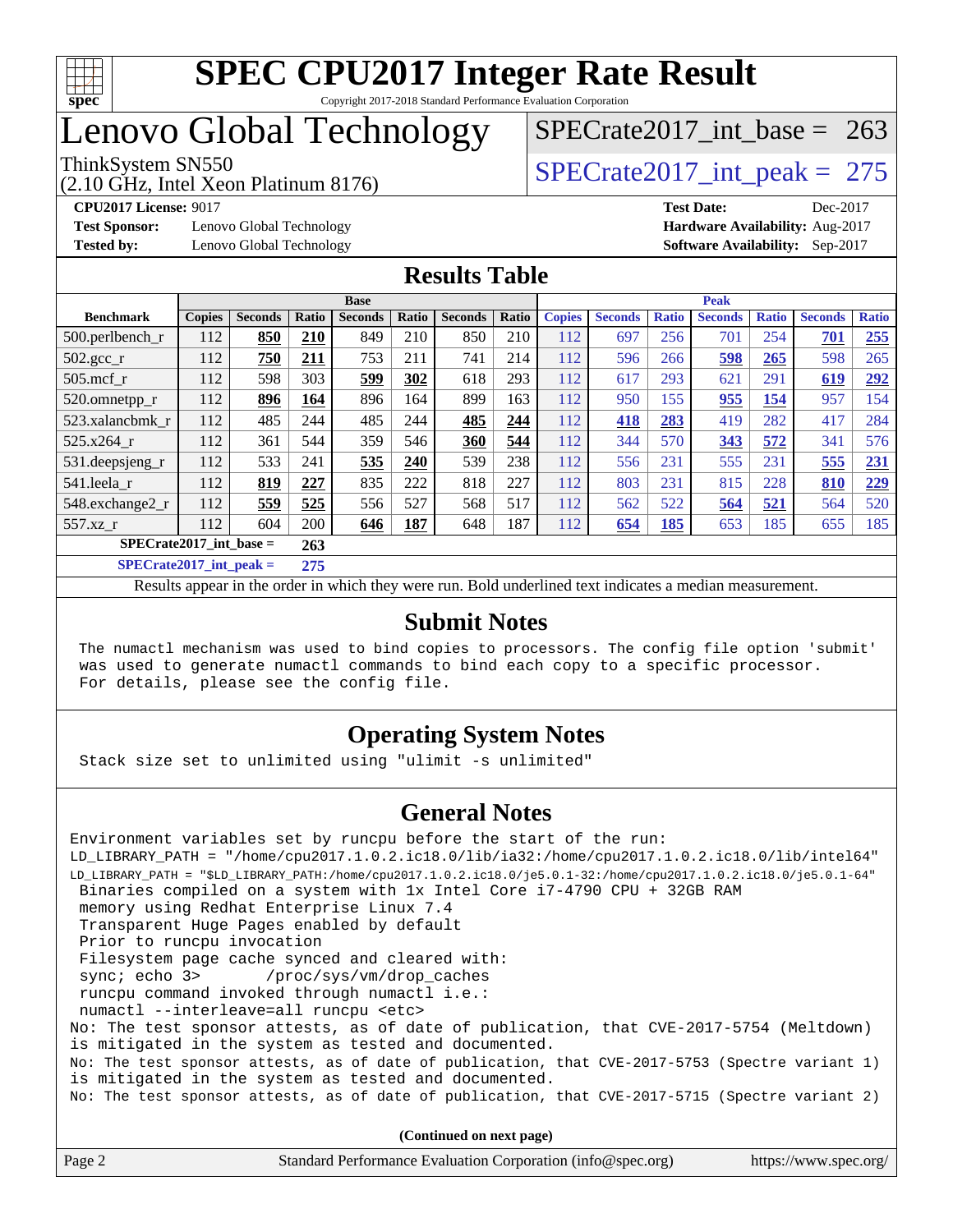# SPEC CPU2017 Integer Rate Result

Copyright 2017-2018 Standard Performance Evaluation Corporation

# Lenovo Global Technology

ThinkSystem SN550
(2.10 GHz, Intel Xeon Platinum 8176)

SPECrate2017_int_base = 263

SPECrate2017_int_peak = 275

**CPU2017 License:** 9017
**Test Sponsor:** Lenovo Global Technology
**Tested by:** Lenovo Global Technology

**Test Date:** Dec-2017
**Hardware Availability:** Aug-2017
**Software Availability:** Sep-2017

## Results Table

| | Base | | | | | | | Peak | | | | | | |
|---|---|---|---|---|---|---|---|---|---|---|---|---|---|---|
| **Benchmark** | **Copies** | **Seconds** | **Ratio** | **Seconds** | **Ratio** | **Seconds** | **Ratio** | **Copies** | **Seconds** | **Ratio** | **Seconds** | **Ratio** | **Seconds** | **Ratio** |
| 500.perlbench_r | 112 | **850** | **210** | 849 | 210 | 850 | 210 | 112 | 697 | 256 | 701 | 254 | **701** | **255** |
| 502.gcc_r | 112 | **750** | **211** | 753 | 211 | 741 | 214 | 112 | 596 | 266 | **598** | **265** | 598 | 265 |
| 505.mcf_r | 112 | 598 | 303 | **599** | **302** | 618 | 293 | 112 | 617 | 293 | 621 | 291 | **619** | **292** |
| 520.omnetpp_r | 112 | **896** | **164** | 896 | 164 | 899 | 163 | 112 | 950 | 155 | **955** | **154** | 957 | 154 |
| 523.xalancbmk_r | 112 | 485 | 244 | 485 | 244 | **485** | **244** | 112 | **418** | **283** | 419 | 282 | 417 | 284 |
| 525.x264_r | 112 | 361 | 544 | 359 | 546 | **360** | **544** | 112 | 344 | 570 | **343** | **572** | 341 | 576 |
| 531.deepsjeng_r | 112 | 533 | 241 | **535** | **240** | 539 | 238 | 112 | 556 | 231 | 555 | 231 | **555** | **231** |
| 541.leela_r | 112 | **819** | **227** | 835 | 222 | 818 | 227 | 112 | 803 | 231 | 815 | 228 | **810** | **229** |
| 548.exchange2_r | 112 | **559** | **525** | 556 | 527 | 568 | 517 | 112 | 562 | 522 | **564** | **521** | 564 | 520 |
| 557.xz_r | 112 | 604 | 200 | **646** | **187** | 648 | 187 | 112 | **654** | **185** | 653 | 185 | 655 | 185 |

**SPECrate2017_int_base = 263**

**SPECrate2017_int_peak = 275**

Results appear in the order in which they were run. Bold underlined text indicates a median measurement.

## Submit Notes

```
The numactl mechanism was used to bind copies to processors. The config file option 'submit'
was used to generate numactl commands to bind each copy to a specific processor.
For details, please see the config file.
```

## Operating System Notes

```
Stack size set to unlimited using "ulimit -s unlimited"
```

## General Notes

```
Environment variables set by runcpu before the start of the run:
LD_LIBRARY_PATH = "/home/cpu2017.1.0.2.ic18.0/lib/ia32:/home/cpu2017.1.0.2.ic18.0/lib/intel64"
LD_LIBRARY_PATH = "$LD_LIBRARY_PATH:/home/cpu2017.1.0.2.ic18.0/je5.0.1-32:/home/cpu2017.1.0.2.ic18.0/je5.0.1-64"
 Binaries compiled on a system with 1x Intel Core i7-4790 CPU + 32GB RAM
 memory using Redhat Enterprise Linux 7.4
 Transparent Huge Pages enabled by default
 Prior to runcpu invocation
 Filesystem page cache synced and cleared with:
 sync; echo 3>       /proc/sys/vm/drop_caches
 runcpu command invoked through numactl i.e.:
 numactl --interleave=all runcpu <etc>
No: The test sponsor attests, as of date of publication, that CVE-2017-5754 (Meltdown)
is mitigated in the system as tested and documented.
No: The test sponsor attests, as of date of publication, that CVE-2017-5753 (Spectre variant 1)
is mitigated in the system as tested and documented.
No: The test sponsor attests, as of date of publication, that CVE-2017-5715 (Spectre variant 2)
```

**(Continued on next page)**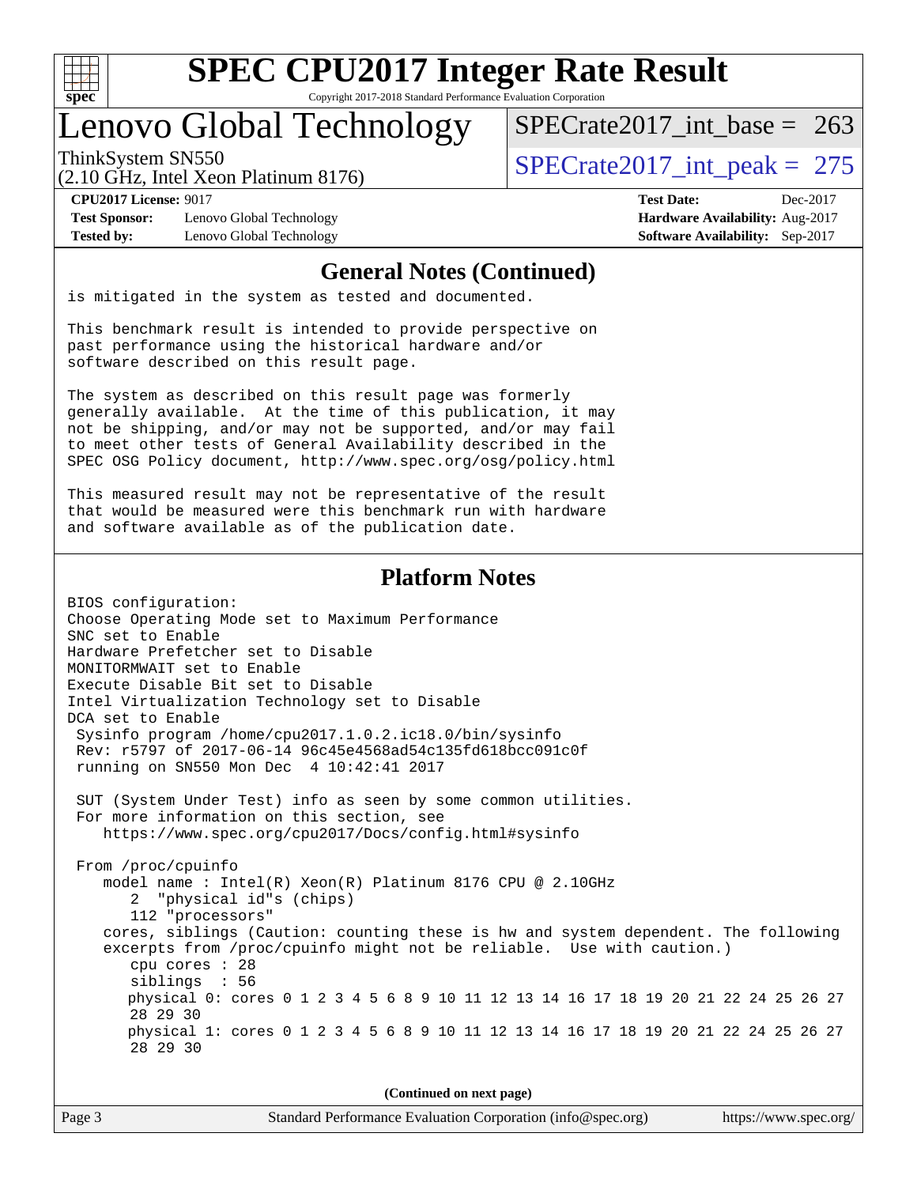# SPEC CPU2017 Integer Rate Result

Copyright 2017-2018 Standard Performance Evaluation Corporation

## Lenovo Global Technology

ThinkSystem SN550
(2.10 GHz, Intel Xeon Platinum 8176)

SPECrate2017_int_base = 263

SPECrate2017_int_peak = 275

**CPU2017 License:** 9017
**Test Sponsor:** Lenovo Global Technology
**Tested by:** Lenovo Global Technology

**Test Date:** Dec-2017
**Hardware Availability:** Aug-2017
**Software Availability:** Sep-2017

## General Notes (Continued)

is mitigated in the system as tested and documented.

This benchmark result is intended to provide perspective on past performance using the historical hardware and/or software described on this result page.

The system as described on this result page was formerly generally available. At the time of this publication, it may not be shipping, and/or may not be supported, and/or may fail to meet other tests of General Availability described in the SPEC OSG Policy document, http://www.spec.org/osg/policy.html

This measured result may not be representative of the result that would be measured were this benchmark run with hardware and software available as of the publication date.

## Platform Notes

```
BIOS configuration:
Choose Operating Mode set to Maximum Performance
SNC set to Enable
Hardware Prefetcher set to Disable
MONITORMWAIT set to Enable
Execute Disable Bit set to Disable
Intel Virtualization Technology set to Disable
DCA set to Enable
 Sysinfo program /home/cpu2017.1.0.2.ic18.0/bin/sysinfo
 Rev: r5797 of 2017-06-14 96c45e4568ad54c135fd618bcc091c0f
 running on SN550 Mon Dec  4 10:42:41 2017

 SUT (System Under Test) info as seen by some common utilities.
 For more information on this section, see
    https://www.spec.org/cpu2017/Docs/config.html#sysinfo

 From /proc/cpuinfo
    model name : Intel(R) Xeon(R) Platinum 8176 CPU @ 2.10GHz
       2  "physical id"s (chips)
       112 "processors"
    cores, siblings (Caution: counting these is hw and system dependent. The following
    excerpts from /proc/cpuinfo might not be reliable.  Use with caution.)
       cpu cores : 28
       siblings  : 56
       physical 0: cores 0 1 2 3 4 5 6 8 9 10 11 12 13 14 16 17 18 19 20 21 22 24 25 26 27
       28 29 30
       physical 1: cores 0 1 2 3 4 5 6 8 9 10 11 12 13 14 16 17 18 19 20 21 22 24 25 26 27
       28 29 30
```

(Continued on next page)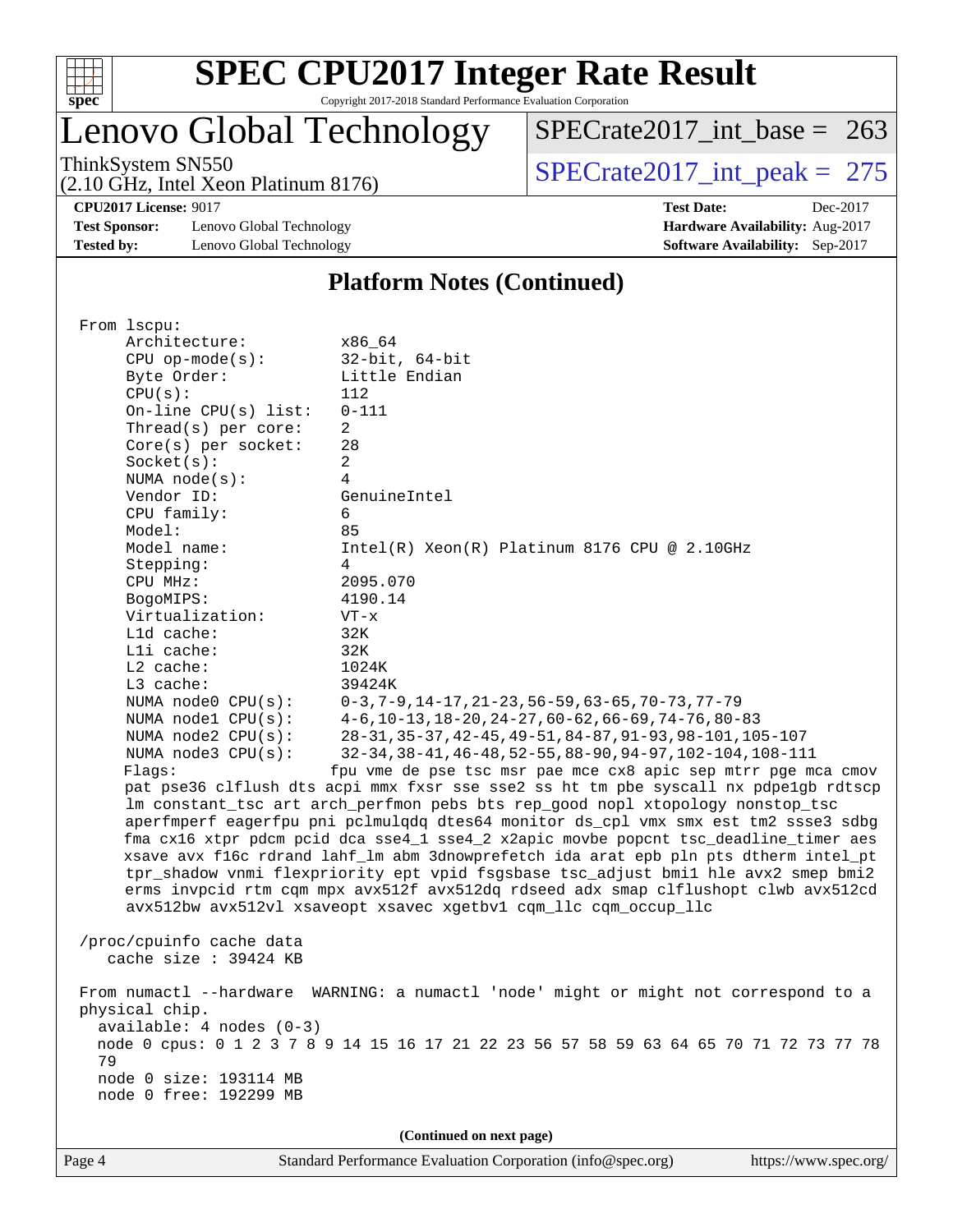# SPEC CPU2017 Integer Rate Result

Copyright 2017-2018 Standard Performance Evaluation Corporation

## Lenovo Global Technology

ThinkSystem SN550
(2.10 GHz, Intel Xeon Platinum 8176)

SPECrate2017_int_base = 263

SPECrate2017_int_peak = 275

**CPU2017 License:** 9017
**Test Sponsor:** Lenovo Global Technology
**Tested by:** Lenovo Global Technology

**Test Date:** Dec-2017
**Hardware Availability:** Aug-2017
**Software Availability:** Sep-2017

### Platform Notes (Continued)

```
From lscpu:
     Architecture:          x86_64
     CPU op-mode(s):        32-bit, 64-bit
     Byte Order:            Little Endian
     CPU(s):                112
     On-line CPU(s) list:   0-111
     Thread(s) per core:    2
     Core(s) per socket:    28
     Socket(s):             2
     NUMA node(s):          4
     Vendor ID:             GenuineIntel
     CPU family:            6
     Model:                 85
     Model name:            Intel(R) Xeon(R) Platinum 8176 CPU @ 2.10GHz
     Stepping:              4
     CPU MHz:               2095.070
     BogoMIPS:              4190.14
     Virtualization:        VT-x
     L1d cache:             32K
     L1i cache:             32K
     L2 cache:              1024K
     L3 cache:              39424K
     NUMA node0 CPU(s):     0-3,7-9,14-17,21-23,56-59,63-65,70-73,77-79
     NUMA node1 CPU(s):     4-6,10-13,18-20,24-27,60-62,66-69,74-76,80-83
     NUMA node2 CPU(s):     28-31,35-37,42-45,49-51,84-87,91-93,98-101,105-107
     NUMA node3 CPU(s):     32-34,38-41,46-48,52-55,88-90,94-97,102-104,108-111
     Flags:                fpu vme de pse tsc msr pae mce cx8 apic sep mtrr pge mca cmov
     pat pse36 clflush dts acpi mmx fxsr sse sse2 ss ht tm pbe syscall nx pdpe1gb rdtscp
     lm constant_tsc art arch_perfmon pebs bts rep_good nopl xtopology nonstop_tsc
     aperfmperf eagerfpu pni pclmulqdq dtes64 monitor ds_cpl vmx smx est tm2 ssse3 sdbg
     fma cx16 xtpr pdcm pcid dca sse4_1 sse4_2 x2apic movbe popcnt tsc_deadline_timer aes
     xsave avx f16c rdrand lahf_lm abm 3dnowprefetch ida arat epb pln pts dtherm intel_pt
     tpr_shadow vnmi flexpriority ept vpid fsgsbase tsc_adjust bmi1 hle avx2 smep bmi2
     erms invpcid rtm cqm mpx avx512f avx512dq rdseed adx smap clflushopt clwb avx512cd
     avx512bw avx512vl xsaveopt xsavec xgetbv1 cqm_llc cqm_occup_llc

 /proc/cpuinfo cache data
    cache size : 39424 KB

 From numactl --hardware  WARNING: a numactl 'node' might or might not correspond to a
 physical chip.
   available: 4 nodes (0-3)
   node 0 cpus: 0 1 2 3 7 8 9 14 15 16 17 21 22 23 56 57 58 59 63 64 65 70 71 72 73 77 78
   79
   node 0 size: 193114 MB
   node 0 free: 192299 MB
```

(Continued on next page)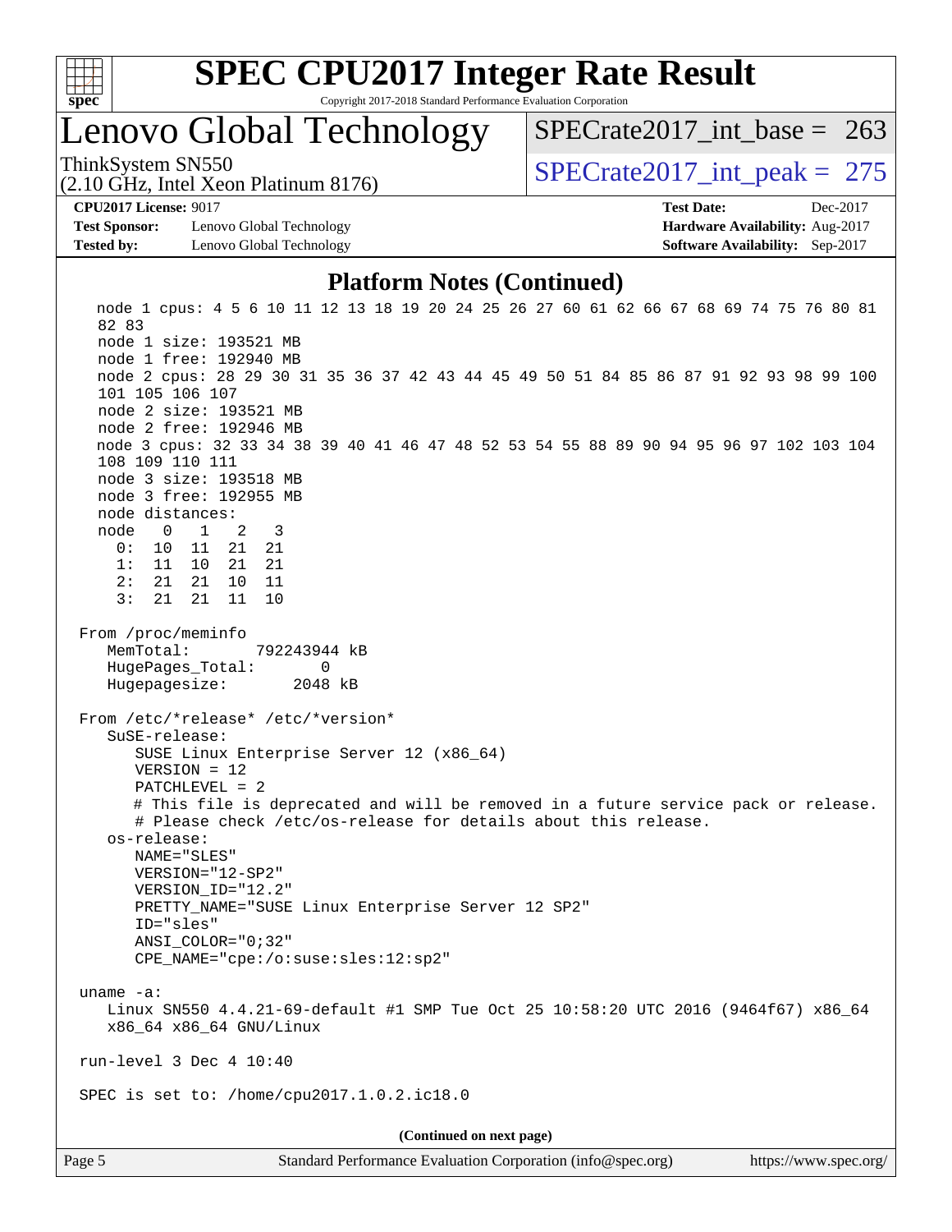## Platform Notes (Continued)

```
  node 1 cpus: 4 5 6 10 11 12 13 18 19 20 24 25 26 27 60 61 62 66 67 68 69 74 75 76 80 81
  82 83
  node 1 size: 193521 MB
  node 1 free: 192940 MB
  node 2 cpus: 28 29 30 31 35 36 37 42 43 44 45 49 50 51 84 85 86 87 91 92 93 98 99 100
  101 105 106 107
  node 2 size: 193521 MB
  node 2 free: 192946 MB
  node 3 cpus: 32 33 34 38 39 40 41 46 47 48 52 53 54 55 88 89 90 94 95 96 97 102 103 104
  108 109 110 111
  node 3 size: 193518 MB
  node 3 free: 192955 MB
  node distances:
  node   0   1   2   3
    0:  10  11  21  21
    1:  11  10  21  21
    2:  21  21  10  11
    3:  21  21  11  10

From /proc/meminfo
   MemTotal:       792243944 kB
   HugePages_Total:       0
   Hugepagesize:       2048 kB

From /etc/*release* /etc/*version*
   SuSE-release:
      SUSE Linux Enterprise Server 12 (x86_64)
      VERSION = 12
      PATCHLEVEL = 2
      # This file is deprecated and will be removed in a future service pack or release.
      # Please check /etc/os-release for details about this release.
   os-release:
      NAME="SLES"
      VERSION="12-SP2"
      VERSION_ID="12.2"
      PRETTY_NAME="SUSE Linux Enterprise Server 12 SP2"
      ID="sles"
      ANSI_COLOR="0;32"
      CPE_NAME="cpe:/o:suse:sles:12:sp2"

uname -a:
   Linux SN550 4.4.21-69-default #1 SMP Tue Oct 25 10:58:20 UTC 2016 (9464f67) x86_64
   x86_64 x86_64 GNU/Linux

run-level 3 Dec 4 10:40

SPEC is set to: /home/cpu2017.1.0.2.ic18.0
```

(Continued on next page)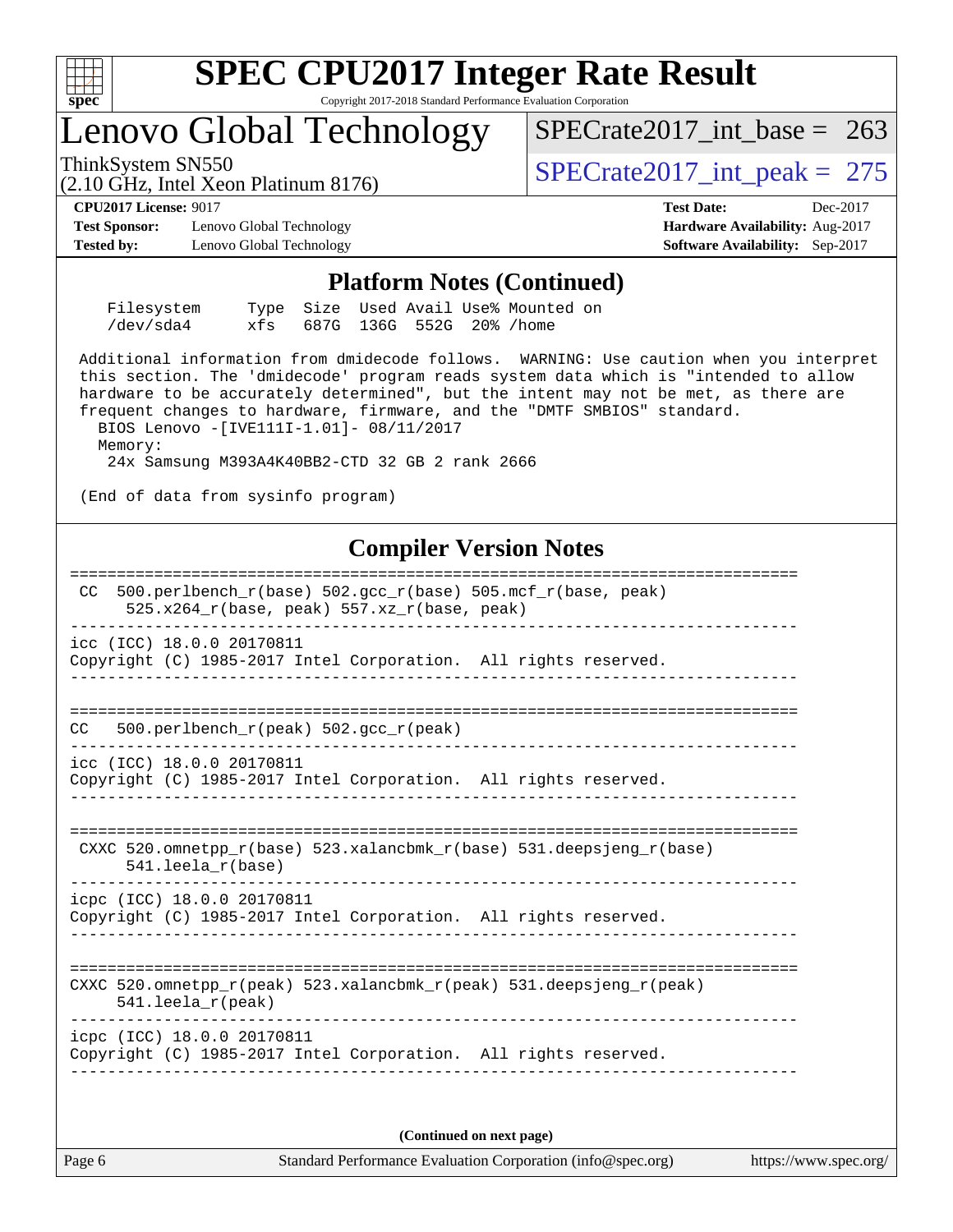# SPEC CPU2017 Integer Rate Result

Copyright 2017-2018 Standard Performance Evaluation Corporation

## Lenovo Global Technology

ThinkSystem SN550
(2.10 GHz, Intel Xeon Platinum 8176)

SPECrate2017_int_base = 263

SPECrate2017_int_peak = 275

**CPU2017 License:** 9017
**Test Sponsor:** Lenovo Global Technology
**Tested by:** Lenovo Global Technology

**Test Date:** Dec-2017
**Hardware Availability:** Aug-2017
**Software Availability:** Sep-2017

### Platform Notes (Continued)

```
    Filesystem     Type  Size  Used Avail Use% Mounted on
    /dev/sda4      xfs   687G  136G  552G  20% /home

 Additional information from dmidecode follows.  WARNING: Use caution when you interpret
 this section. The 'dmidecode' program reads system data which is "intended to allow
 hardware to be accurately determined", but the intent may not be met, as there are
 frequent changes to hardware, firmware, and the "DMTF SMBIOS" standard.
   BIOS Lenovo -[IVE111I-1.01]- 08/11/2017
   Memory:
    24x Samsung M393A4K40BB2-CTD 32 GB 2 rank 2666

 (End of data from sysinfo program)
```

### Compiler Version Notes

```
==============================================================================
 CC  500.perlbench_r(base) 502.gcc_r(base) 505.mcf_r(base, peak)
      525.x264_r(base, peak) 557.xz_r(base, peak)
------------------------------------------------------------------------------
icc (ICC) 18.0.0 20170811
Copyright (C) 1985-2017 Intel Corporation.  All rights reserved.
------------------------------------------------------------------------------

==============================================================================
CC   500.perlbench_r(peak) 502.gcc_r(peak)
------------------------------------------------------------------------------
icc (ICC) 18.0.0 20170811
Copyright (C) 1985-2017 Intel Corporation.  All rights reserved.
------------------------------------------------------------------------------

==============================================================================
 CXXC 520.omnetpp_r(base) 523.xalancbmk_r(base) 531.deepsjeng_r(base)
      541.leela_r(base)
------------------------------------------------------------------------------
icpc (ICC) 18.0.0 20170811
Copyright (C) 1985-2017 Intel Corporation.  All rights reserved.
------------------------------------------------------------------------------

==============================================================================
CXXC 520.omnetpp_r(peak) 523.xalancbmk_r(peak) 531.deepsjeng_r(peak)
     541.leela_r(peak)
------------------------------------------------------------------------------
icpc (ICC) 18.0.0 20170811
Copyright (C) 1985-2017 Intel Corporation.  All rights reserved.
------------------------------------------------------------------------------
```

**(Continued on next page)**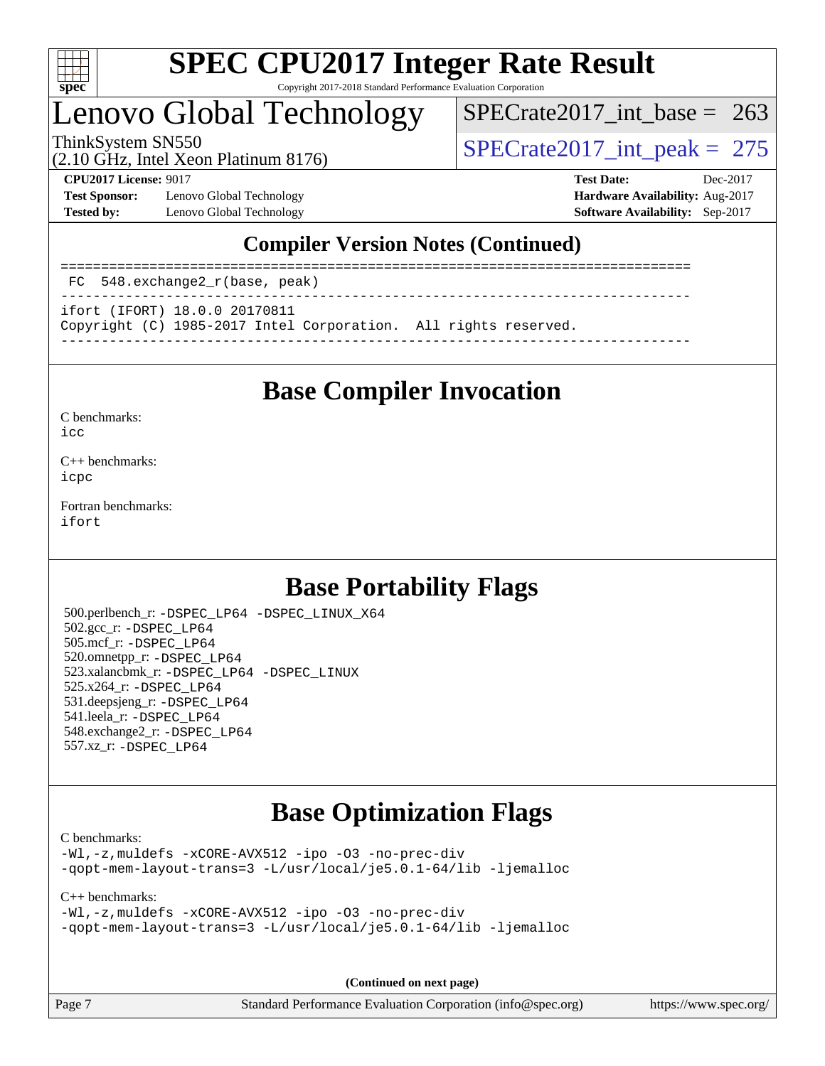# SPEC CPU2017 Integer Rate Result

Copyright 2017-2018 Standard Performance Evaluation Corporation

## Lenovo Global Technology

ThinkSystem SN550
(2.10 GHz, Intel Xeon Platinum 8176)

SPECrate2017_int_base = 263

SPECrate2017_int_peak = 275

**CPU2017 License:** 9017
**Test Sponsor:** Lenovo Global Technology
**Tested by:** Lenovo Global Technology

**Test Date:** Dec-2017
**Hardware Availability:** Aug-2017
**Software Availability:** Sep-2017

## Compiler Version Notes (Continued)

```
==============================================================================
 FC  548.exchange2_r(base, peak)
------------------------------------------------------------------------------
ifort (IFORT) 18.0.0 20170811
Copyright (C) 1985-2017 Intel Corporation.  All rights reserved.
------------------------------------------------------------------------------
```

## Base Compiler Invocation

C benchmarks:
icc

C++ benchmarks:
icpc

Fortran benchmarks:
ifort

## Base Portability Flags

500.perlbench_r: -DSPEC_LP64 -DSPEC_LINUX_X64
502.gcc_r: -DSPEC_LP64
505.mcf_r: -DSPEC_LP64
520.omnetpp_r: -DSPEC_LP64
523.xalancbmk_r: -DSPEC_LP64 -DSPEC_LINUX
525.x264_r: -DSPEC_LP64
531.deepsjeng_r: -DSPEC_LP64
541.leela_r: -DSPEC_LP64
548.exchange2_r: -DSPEC_LP64
557.xz_r: -DSPEC_LP64

## Base Optimization Flags

C benchmarks:
-Wl,-z,muldefs -xCORE-AVX512 -ipo -O3 -no-prec-div
-qopt-mem-layout-trans=3 -L/usr/local/je5.0.1-64/lib -ljemalloc

C++ benchmarks:
-Wl,-z,muldefs -xCORE-AVX512 -ipo -O3 -no-prec-div
-qopt-mem-layout-trans=3 -L/usr/local/je5.0.1-64/lib -ljemalloc

**(Continued on next page)**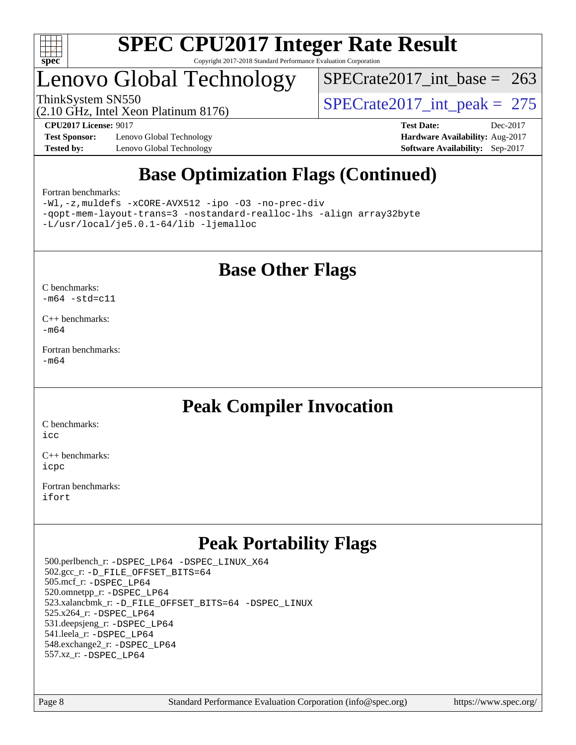# SPEC CPU2017 Integer Rate Result

Copyright 2017-2018 Standard Performance Evaluation Corporation

## Lenovo Global Technology

ThinkSystem SN550
(2.10 GHz, Intel Xeon Platinum 8176)

SPECrate2017_int_base = 263

SPECrate2017_int_peak = 275

**CPU2017 License:** 9017
**Test Sponsor:** Lenovo Global Technology
**Tested by:** Lenovo Global Technology

**Test Date:** Dec-2017
**Hardware Availability:** Aug-2017
**Software Availability:** Sep-2017

## Base Optimization Flags (Continued)

Fortran benchmarks:

```
-Wl,-z,muldefs -xCORE-AVX512 -ipo -O3 -no-prec-div
-qopt-mem-layout-trans=3 -nostandard-realloc-lhs -align array32byte
-L/usr/local/je5.0.1-64/lib -ljemalloc
```

## Base Other Flags

C benchmarks:
`-m64 -std=c11`

C++ benchmarks:
`-m64`

Fortran benchmarks:
`-m64`

## Peak Compiler Invocation

C benchmarks:
`icc`

C++ benchmarks:
`icpc`

Fortran benchmarks:
`ifort`

## Peak Portability Flags

500.perlbench_r: `-DSPEC_LP64 -DSPEC_LINUX_X64`
502.gcc_r: `-D_FILE_OFFSET_BITS=64`
505.mcf_r: `-DSPEC_LP64`
520.omnetpp_r: `-DSPEC_LP64`
523.xalancbmk_r: `-D_FILE_OFFSET_BITS=64 -DSPEC_LINUX`
525.x264_r: `-DSPEC_LP64`
531.deepsjeng_r: `-DSPEC_LP64`
541.leela_r: `-DSPEC_LP64`
548.exchange2_r: `-DSPEC_LP64`
557.xz_r: `-DSPEC_LP64`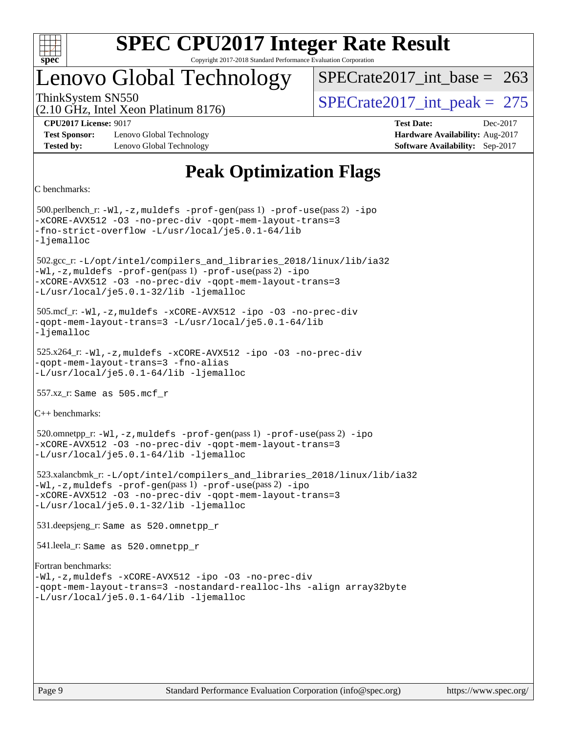# SPEC CPU2017 Integer Rate Result

Copyright 2017-2018 Standard Performance Evaluation Corporation

## Lenovo Global Technology

ThinkSystem SN550
(2.10 GHz, Intel Xeon Platinum 8176)

SPECrate2017_int_base = 263

SPECrate2017_int_peak = 275

**CPU2017 License:** 9017
**Test Sponsor:** Lenovo Global Technology
**Tested by:** Lenovo Global Technology

**Test Date:** Dec-2017
**Hardware Availability:** Aug-2017
**Software Availability:** Sep-2017

# Peak Optimization Flags

C benchmarks:

500.perlbench_r: -Wl,-z,muldefs -prof-gen(pass 1) -prof-use(pass 2) -ipo -xCORE-AVX512 -O3 -no-prec-div -qopt-mem-layout-trans=3 -fno-strict-overflow -L/usr/local/je5.0.1-64/lib -ljemalloc

502.gcc_r: -L/opt/intel/compilers_and_libraries_2018/linux/lib/ia32 -Wl,-z,muldefs -prof-gen(pass 1) -prof-use(pass 2) -ipo -xCORE-AVX512 -O3 -no-prec-div -qopt-mem-layout-trans=3 -L/usr/local/je5.0.1-32/lib -ljemalloc

505.mcf_r: -Wl,-z,muldefs -xCORE-AVX512 -ipo -O3 -no-prec-div -qopt-mem-layout-trans=3 -L/usr/local/je5.0.1-64/lib -ljemalloc

525.x264_r: -Wl,-z,muldefs -xCORE-AVX512 -ipo -O3 -no-prec-div -qopt-mem-layout-trans=3 -fno-alias -L/usr/local/je5.0.1-64/lib -ljemalloc

557.xz_r: Same as 505.mcf_r

C++ benchmarks:

520.omnetpp_r: -Wl,-z,muldefs -prof-gen(pass 1) -prof-use(pass 2) -ipo -xCORE-AVX512 -O3 -no-prec-div -qopt-mem-layout-trans=3 -L/usr/local/je5.0.1-64/lib -ljemalloc

523.xalancbmk_r: -L/opt/intel/compilers_and_libraries_2018/linux/lib/ia32 -Wl,-z,muldefs -prof-gen(pass 1) -prof-use(pass 2) -ipo -xCORE-AVX512 -O3 -no-prec-div -qopt-mem-layout-trans=3 -L/usr/local/je5.0.1-32/lib -ljemalloc

531.deepsjeng_r: Same as 520.omnetpp_r

541.leela_r: Same as 520.omnetpp_r

Fortran benchmarks:

-Wl,-z,muldefs -xCORE-AVX512 -ipo -O3 -no-prec-div -qopt-mem-layout-trans=3 -nostandard-realloc-lhs -align array32byte -L/usr/local/je5.0.1-64/lib -ljemalloc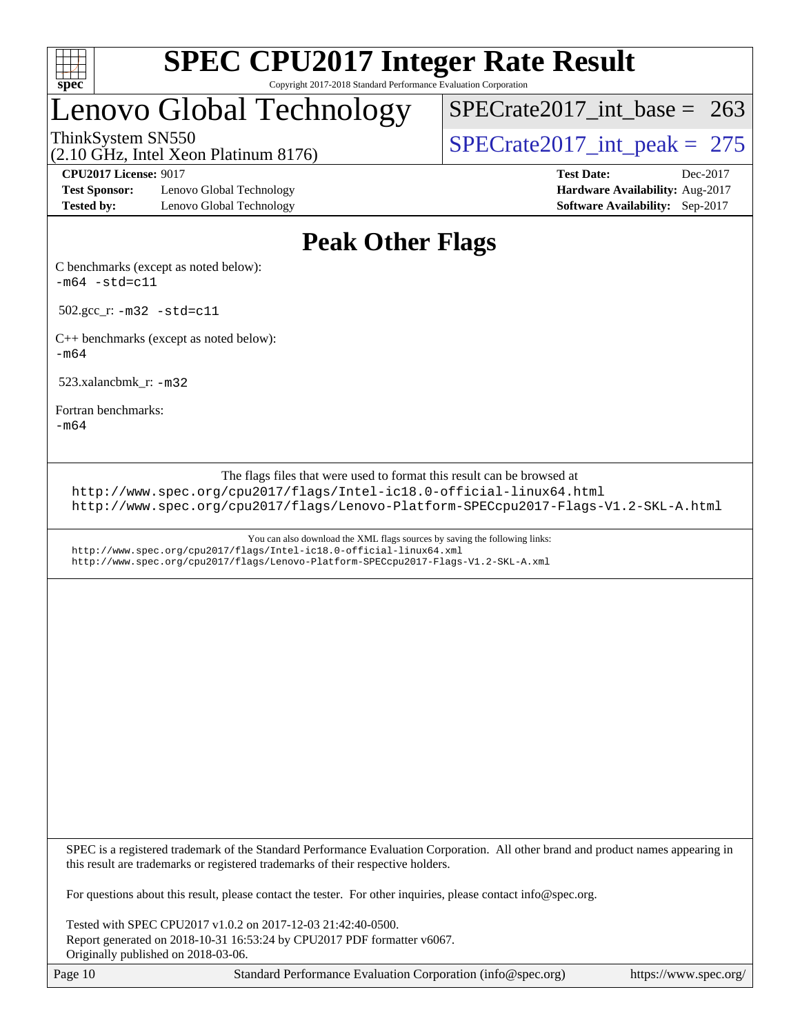# Peak Other Flags

C benchmarks (except as noted below):
-m64 -std=c11

502.gcc_r: -m32 -std=c11

C++ benchmarks (except as noted below):
-m64

523.xalancbmk_r: -m32

Fortran benchmarks:
-m64

The flags files that were used to format this result can be browsed at
http://www.spec.org/cpu2017/flags/Intel-ic18.0-official-linux64.html
http://www.spec.org/cpu2017/flags/Lenovo-Platform-SPECcpu2017-Flags-V1.2-SKL-A.html

You can also download the XML flags sources by saving the following links:
http://www.spec.org/cpu2017/flags/Intel-ic18.0-official-linux64.xml
http://www.spec.org/cpu2017/flags/Lenovo-Platform-SPECcpu2017-Flags-V1.2-SKL-A.xml

SPEC is a registered trademark of the Standard Performance Evaluation Corporation. All other brand and product names appearing in this result are trademarks or registered trademarks of their respective holders.

For questions about this result, please contact the tester. For other inquiries, please contact info@spec.org.

Tested with SPEC CPU2017 v1.0.2 on 2017-12-03 21:42:40-0500.
Report generated on 2018-10-31 16:53:24 by CPU2017 PDF formatter v6067.
Originally published on 2018-03-06.